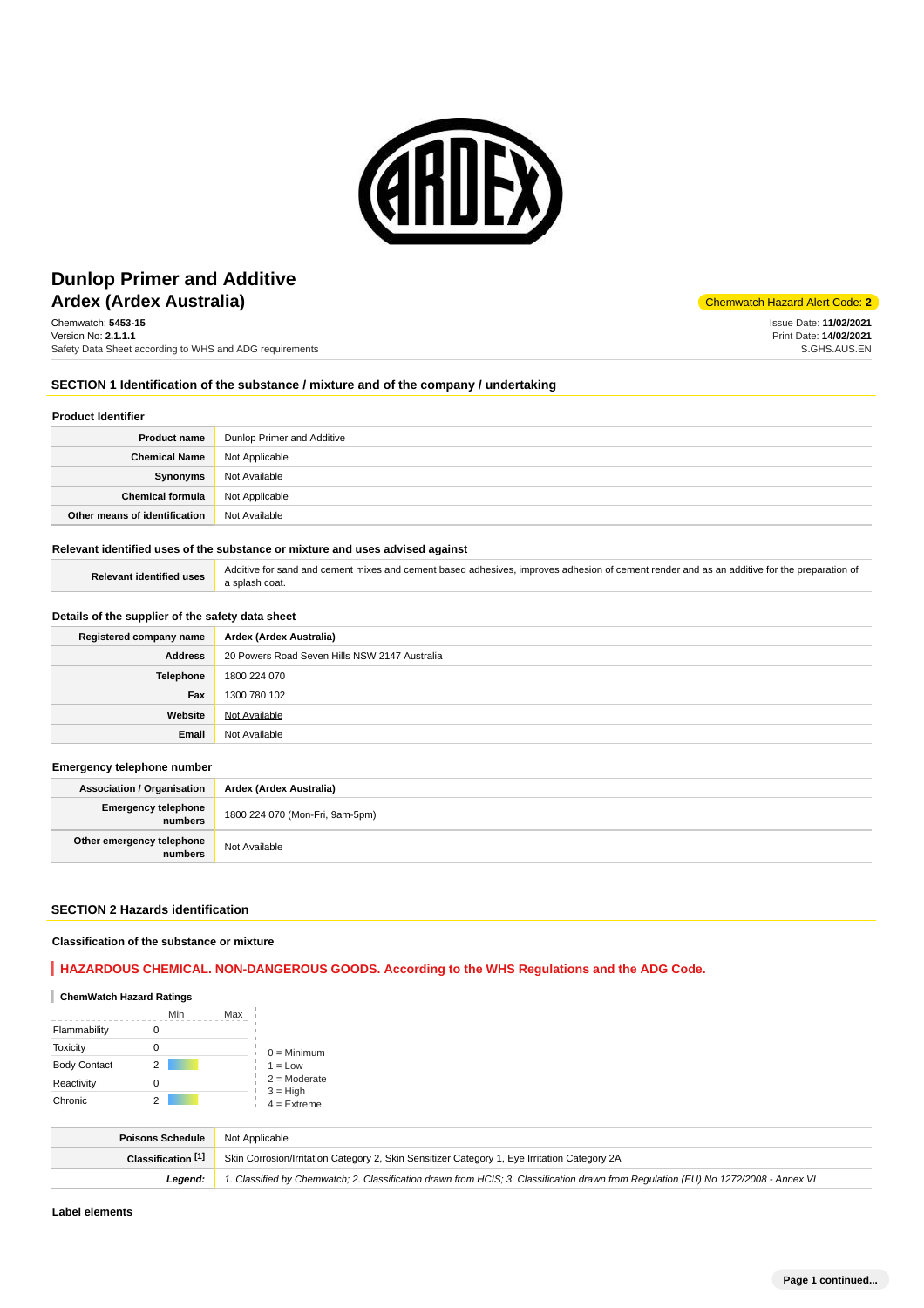# Dunlop Primer and Additive

## Ardex (Ardex Australia)

Chemwatch Hazard Alert Code: **2**

Chemwatch: **5453-15**
Version No: **2.1.1.1**
Safety Data Sheet according to WHS and ADG requirements

Issue Date: **11/02/2021**
Print Date: **14/02/2021**
S.GHS.AUS.EN

## SECTION 1 Identification of the substance / mixture and of the company / undertaking

### Product Identifier

| | |
|---|---|
| **Product name** | Dunlop Primer and Additive |
| **Chemical Name** | Not Applicable |
| **Synonyms** | Not Available |
| **Chemical formula** | Not Applicable |
| **Other means of identification** | Not Available |

### Relevant identified uses of the substance or mixture and uses advised against

| | |
|---|---|
| **Relevant identified uses** | Additive for sand and cement mixes and cement based adhesives, improves adhesion of cement render and as an additive for the preparation of a splash coat. |

### Details of the supplier of the safety data sheet

| | |
|---|---|
| **Registered company name** | **Ardex (Ardex Australia)** |
| **Address** | 20 Powers Road Seven Hills NSW 2147 Australia |
| **Telephone** | 1800 224 070 |
| **Fax** | 1300 780 102 |
| **Website** | Not Available |
| **Email** | Not Available |

### Emergency telephone number

| | |
|---|---|
| **Association / Organisation** | **Ardex (Ardex Australia)** |
| **Emergency telephone numbers** | 1800 224 070 (Mon-Fri, 9am-5pm) |
| **Other emergency telephone numbers** | Not Available |

## SECTION 2 Hazards identification

### Classification of the substance or mixture

**HAZARDOUS CHEMICAL. NON-DANGEROUS GOODS. According to the WHS Regulations and the ADG Code.**

#### ChemWatch Hazard Ratings

| | Min | Max |
|---|---|---|
| Flammability | 0 | |
| Toxicity | 0 | |
| Body Contact | 2 | |
| Reactivity | 0 | |
| Chronic | 2 | |

0 = Minimum
1 = Low
2 = Moderate
3 = High
4 = Extreme

| | |
|---|---|
| **Poisons Schedule** | Not Applicable |
| **Classification [1]** | Skin Corrosion/Irritation Category 2, Skin Sensitizer Category 1, Eye Irritation Category 2A |
| ***Legend:*** | *1. Classified by Chemwatch; 2. Classification drawn from HCIS; 3. Classification drawn from Regulation (EU) No 1272/2008 - Annex VI* |

### Label elements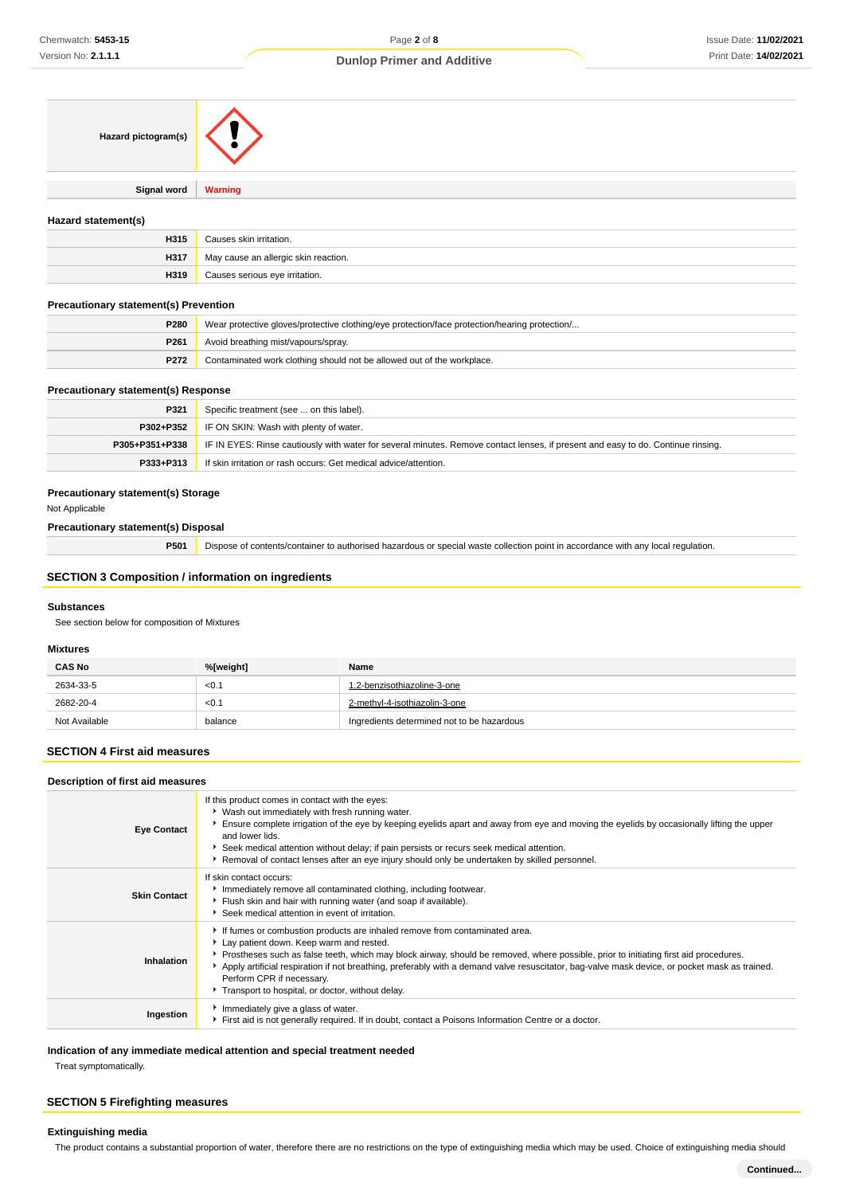| | |
|---|---|
| **Hazard pictogram(s)** | |
| **Signal word** | **Warning** |

### Hazard statement(s)

| | |
|---|---|
| **H315** | Causes skin irritation. |
| **H317** | May cause an allergic skin reaction. |
| **H319** | Causes serious eye irritation. |

### Precautionary statement(s) Prevention

| | |
|---|---|
| **P280** | Wear protective gloves/protective clothing/eye protection/face protection/hearing protection/... |
| **P261** | Avoid breathing mist/vapours/spray. |
| **P272** | Contaminated work clothing should not be allowed out of the workplace. |

### Precautionary statement(s) Response

| | |
|---|---|
| **P321** | Specific treatment (see ... on this label). |
| **P302+P352** | IF ON SKIN: Wash with plenty of water. |
| **P305+P351+P338** | IF IN EYES: Rinse cautiously with water for several minutes. Remove contact lenses, if present and easy to do. Continue rinsing. |
| **P333+P313** | If skin irritation or rash occurs: Get medical advice/attention. |

### Precautionary statement(s) Storage

Not Applicable

### Precautionary statement(s) Disposal

| | |
|---|---|
| **P501** | Dispose of contents/container to authorised hazardous or special waste collection point in accordance with any local regulation. |

## SECTION 3 Composition / information on ingredients

### Substances

See section below for composition of Mixtures

### Mixtures

| CAS No | %[weight] | Name |
|---|---|---|
| 2634-33-5 | <0.1 | 1,2-benzisothiazoline-3-one |
| 2682-20-4 | <0.1 | 2-methyl-4-isothiazolin-3-one |
| Not Available | balance | Ingredients determined not to be hazardous |

## SECTION 4 First aid measures

### Description of first aid measures

| | |
|---|---|
| **Eye Contact** | If this product comes in contact with the eyes:<br>- Wash out immediately with fresh running water.<br>- Ensure complete irrigation of the eye by keeping eyelids apart and away from eye and moving the eyelids by occasionally lifting the upper and lower lids.<br>- Seek medical attention without delay; if pain persists or recurs seek medical attention.<br>- Removal of contact lenses after an eye injury should only be undertaken by skilled personnel. |
| **Skin Contact** | If skin contact occurs:<br>- Immediately remove all contaminated clothing, including footwear.<br>- Flush skin and hair with running water (and soap if available).<br>- Seek medical attention in event of irritation. |
| **Inhalation** | - If fumes or combustion products are inhaled remove from contaminated area.<br>- Lay patient down. Keep warm and rested.<br>- Prostheses such as false teeth, which may block airway, should be removed, where possible, prior to initiating first aid procedures.<br>- Apply artificial respiration if not breathing, preferably with a demand valve resuscitator, bag-valve mask device, or pocket mask as trained. Perform CPR if necessary.<br>- Transport to hospital, or doctor, without delay. |
| **Ingestion** | - Immediately give a glass of water.<br>- First aid is not generally required. If in doubt, contact a Poisons Information Centre or a doctor. |

### Indication of any immediate medical attention and special treatment needed

Treat symptomatically.

## SECTION 5 Firefighting measures

### Extinguishing media

The product contains a substantial proportion of water, therefore there are no restrictions on the type of extinguishing media which may be used. Choice of extinguishing media should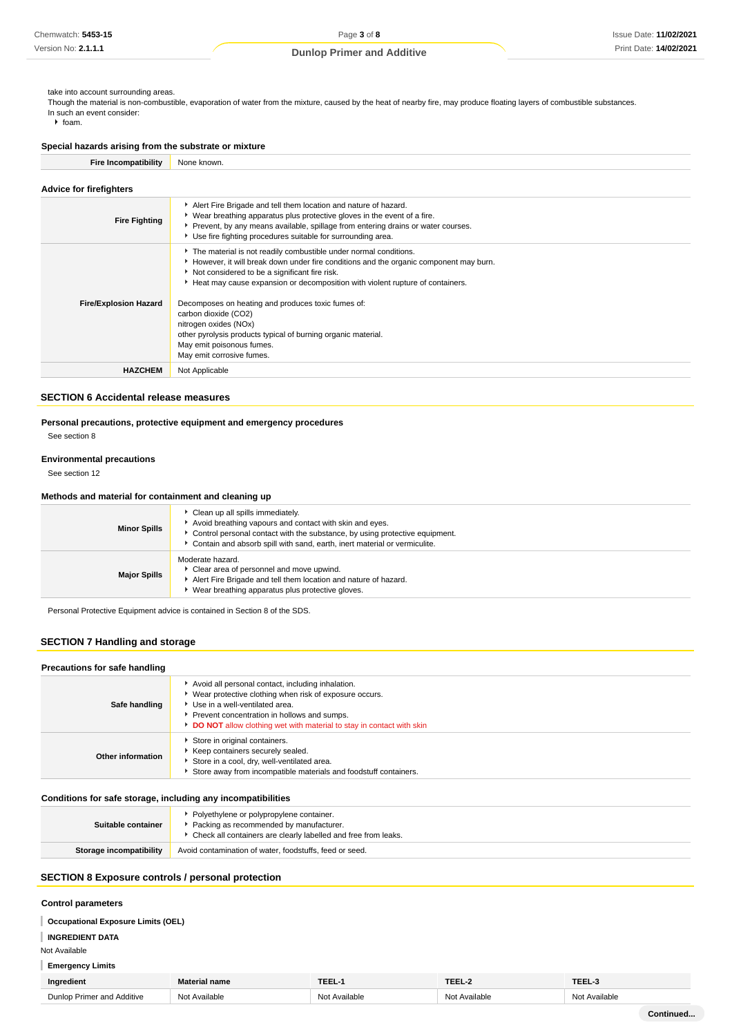take into account surrounding areas.
Though the material is non-combustible, evaporation of water from the mixture, caused by the heat of nearby fire, may produce floating layers of combustible substances.
In such an event consider:

- foam.

### Special hazards arising from the substrate or mixture

| | |
|---|---|
| **Fire Incompatibility** | None known. |

### Advice for firefighters

| | |
|---|---|
| **Fire Fighting** | - Alert Fire Brigade and tell them location and nature of hazard.<br>- Wear breathing apparatus plus protective gloves in the event of a fire.<br>- Prevent, by any means available, spillage from entering drains or water courses.<br>- Use fire fighting procedures suitable for surrounding area. |
| **Fire/Explosion Hazard** | - The material is not readily combustible under normal conditions.<br>- However, it will break down under fire conditions and the organic component may burn.<br>- Not considered to be a significant fire risk.<br>- Heat may cause expansion or decomposition with violent rupture of containers.<br><br>Decomposes on heating and produces toxic fumes of:<br>carbon dioxide ($CO_2$)<br>nitrogen oxides (NOx)<br>other pyrolysis products typical of burning organic material.<br>May emit poisonous fumes.<br>May emit corrosive fumes. |
| **HAZCHEM** | Not Applicable |

## SECTION 6 Accidental release measures

### Personal precautions, protective equipment and emergency procedures

See section 8

### Environmental precautions

See section 12

### Methods and material for containment and cleaning up

| | |
|---|---|
| **Minor Spills** | - Clean up all spills immediately.<br>- Avoid breathing vapours and contact with skin and eyes.<br>- Control personal contact with the substance, by using protective equipment.<br>- Contain and absorb spill with sand, earth, inert material or vermiculite. |
| **Major Spills** | Moderate hazard.<br>- Clear area of personnel and move upwind.<br>- Alert Fire Brigade and tell them location and nature of hazard.<br>- Wear breathing apparatus plus protective gloves. |

Personal Protective Equipment advice is contained in Section 8 of the SDS.

## SECTION 7 Handling and storage

### Precautions for safe handling

| | |
|---|---|
| **Safe handling** | - Avoid all personal contact, including inhalation.<br>- Wear protective clothing when risk of exposure occurs.<br>- Use in a well-ventilated area.<br>- Prevent concentration in hollows and sumps.<br>- **DO NOT** allow clothing wet with material to stay in contact with skin |
| **Other information** | - Store in original containers.<br>- Keep containers securely sealed.<br>- Store in a cool, dry, well-ventilated area.<br>- Store away from incompatible materials and foodstuff containers. |

### Conditions for safe storage, including any incompatibilities

| | |
|---|---|
| **Suitable container** | - Polyethylene or polypropylene container.<br>- Packing as recommended by manufacturer.<br>- Check all containers are clearly labelled and free from leaks. |
| **Storage incompatibility** | Avoid contamination of water, foodstuffs, feed or seed. |

## SECTION 8 Exposure controls / personal protection

### Control parameters

**Occupational Exposure Limits (OEL)**

**INGREDIENT DATA**

Not Available

**Emergency Limits**

| Ingredient | Material name | TEEL-1 | TEEL-2 | TEEL-3 |
|---|---|---|---|---|
| Dunlop Primer and Additive | Not Available | Not Available | Not Available | Not Available |

Continued...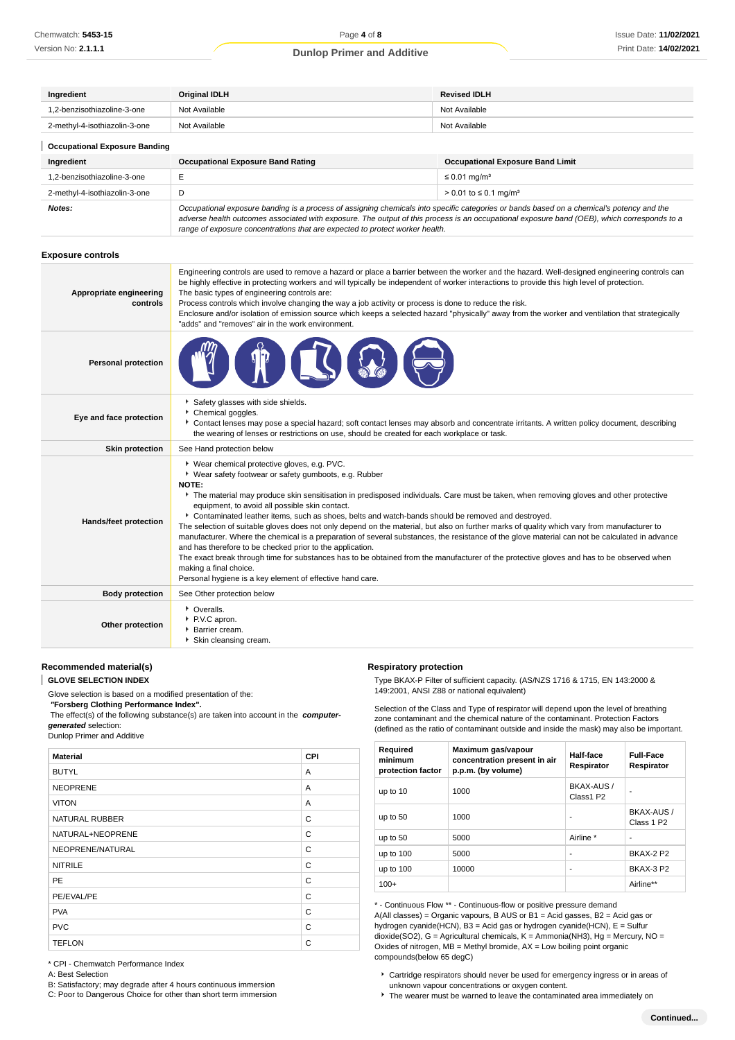| Ingredient | Original IDLH | Revised IDLH |
| --- | --- | --- |
| 1,2-benzisothiazoline-3-one | Not Available | Not Available |
| 2-methyl-4-isothiazolin-3-one | Not Available | Not Available |

### Occupational Exposure Banding

| Ingredient | Occupational Exposure Band Rating | Occupational Exposure Band Limit |
| --- | --- | --- |
| 1,2-benzisothiazoline-3-one | E | ≤ 0.01 mg/m³ |
| 2-methyl-4-isothiazolin-3-one | D | > 0.01 to ≤ 0.1 mg/m³ |
| ***Notes:*** | *Occupational exposure banding is a process of assigning chemicals into specific categories or bands based on a chemical's potency and the adverse health outcomes associated with exposure. The output of this process is an occupational exposure band (OEB), which corresponds to a range of exposure concentrations that are expected to protect worker health.* | |

## Exposure controls

| | |
| --- | --- |
| **Appropriate engineering controls** | Engineering controls are used to remove a hazard or place a barrier between the worker and the hazard. Well-designed engineering controls can be highly effective in protecting workers and will typically be independent of worker interactions to provide this high level of protection. The basic types of engineering controls are: Process controls which involve changing the way a job activity or process is done to reduce the risk. Enclosure and/or isolation of emission source which keeps a selected hazard "physically" away from the worker and ventilation that strategically "adds" and "removes" air in the work environment. |
| **Personal protection** | |
| **Eye and face protection** | ▸ Safety glasses with side shields. ▸ Chemical goggles. ▸ Contact lenses may pose a special hazard; soft contact lenses may absorb and concentrate irritants. A written policy document, describing the wearing of lenses or restrictions on use, should be created for each workplace or task. |
| **Skin protection** | See Hand protection below |
| **Hands/feet protection** | ▸ Wear chemical protective gloves, e.g. PVC. ▸ Wear safety footwear or safety gumboots, e.g. Rubber **NOTE:** ▸ The material may produce skin sensitisation in predisposed individuals. Care must be taken, when removing gloves and other protective equipment, to avoid all possible skin contact. ▸ Contaminated leather items, such as shoes, belts and watch-bands should be removed and destroyed. The selection of suitable gloves does not only depend on the material, but also on further marks of quality which vary from manufacturer to manufacturer. Where the chemical is a preparation of several substances, the resistance of the glove material can not be calculated in advance and has therefore to be checked prior to the application. The exact break through time for substances has to be obtained from the manufacturer of the protective gloves and has to be observed when making a final choice. Personal hygiene is a key element of effective hand care. |
| **Body protection** | See Other protection below |
| **Other protection** | ▸ Overalls. ▸ P.V.C apron. ▸ Barrier cream. ▸ Skin cleansing cream. |

## Recommended material(s)

### GLOVE SELECTION INDEX

Glove selection is based on a modified presentation of the:

***"Forsberg Clothing Performance Index".***

The effect(s) of the following substance(s) are taken into account in the ***computer-generated*** selection:

Dunlop Primer and Additive

| Material | CPI |
| --- | --- |
| BUTYL | A |
| NEOPRENE | A |
| VITON | A |
| NATURAL RUBBER | C |
| NATURAL+NEOPRENE | C |
| NEOPRENE/NATURAL | C |
| NITRILE | C |
| PE | C |
| PE/EVAL/PE | C |
| PVA | C |
| PVC | C |
| TEFLON | C |

* CPI - Chemwatch Performance Index

A: Best Selection

B: Satisfactory; may degrade after 4 hours continuous immersion

C: Poor to Dangerous Choice for other than short term immersion

## Respiratory protection

Type BKAX-P Filter of sufficient capacity. (AS/NZS 1716 & 1715, EN 143:2000 & 149:2001, ANSI Z88 or national equivalent)

Selection of the Class and Type of respirator will depend upon the level of breathing zone contaminant and the chemical nature of the contaminant. Protection Factors (defined as the ratio of contaminant outside and inside the mask) may also be important.

| Required minimum protection factor | Maximum gas/vapour concentration present in air p.p.m. (by volume) | Half-face Respirator | Full-Face Respirator |
| --- | --- | --- | --- |
| up to 10 | 1000 | BKAX-AUS / Class1 P2 | - |
| up to 50 | 1000 | - | BKAX-AUS / Class 1 P2 |
| up to 50 | 5000 | Airline * | - |
| up to 100 | 5000 | - | BKAX-2 P2 |
| up to 100 | 10000 | - | BKAX-3 P2 |
| 100+ | | | Airline** |

* - Continuous Flow ** - Continuous-flow or positive pressure demand

A(All classes) = Organic vapours, B AUS or B1 = Acid gasses, B2 = Acid gas or hydrogen cyanide(HCN), B3 = Acid gas or hydrogen cyanide(HCN), E = Sulfur dioxide(SO2), G = Agricultural chemicals, K = Ammonia(NH3), Hg = Mercury, NO = Oxides of nitrogen, MB = Methyl bromide, AX = Low boiling point organic compounds(below 65 degC)

- Cartridge respirators should never be used for emergency ingress or in areas of unknown vapour concentrations or oxygen content.
- The wearer must be warned to leave the contaminated area immediately on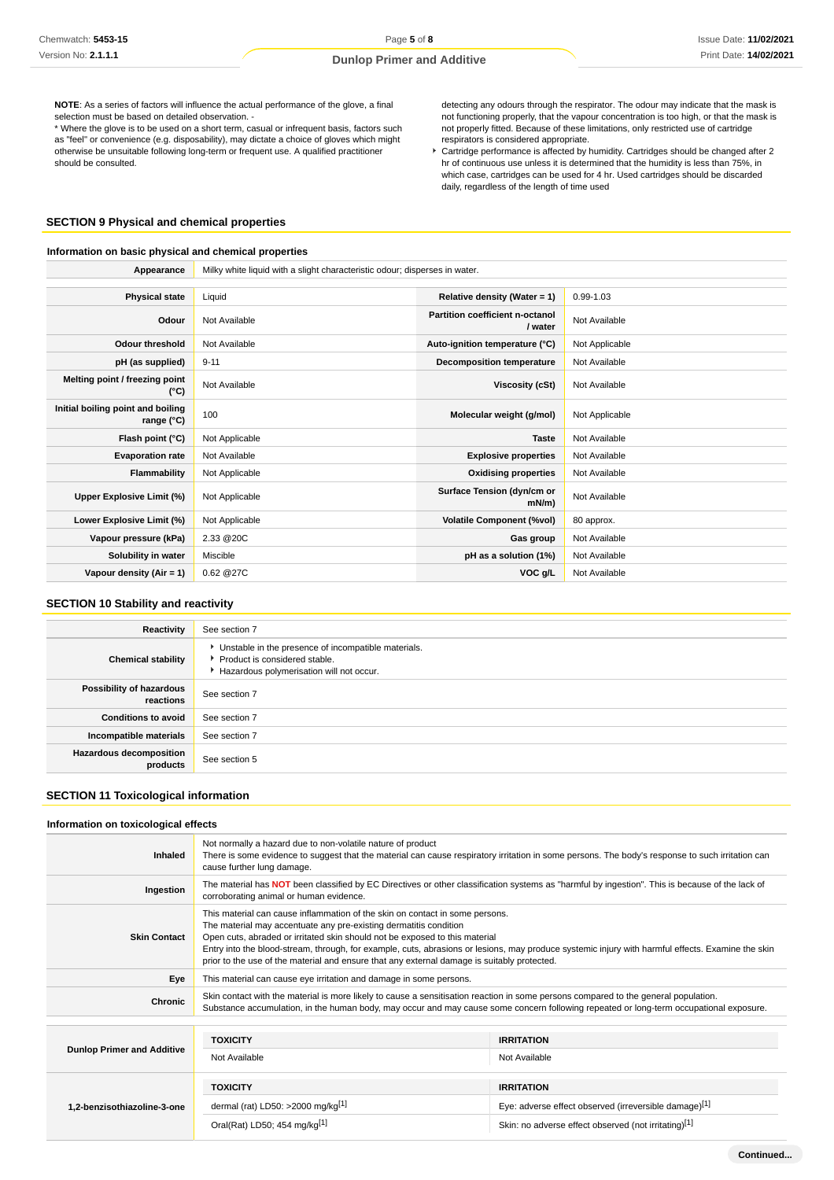**NOTE**: As a series of factors will influence the actual performance of the glove, a final selection must be based on detailed observation. -
* Where the glove is to be used on a short term, casual or infrequent basis, factors such as "feel" or convenience (e.g. disposability), may dictate a choice of gloves which might otherwise be unsuitable following long-term or frequent use. A qualified practitioner should be consulted.

detecting any odours through the respirator. The odour may indicate that the mask is not functioning properly, that the vapour concentration is too high, or that the mask is not properly fitted. Because of these limitations, only restricted use of cartridge respirators is considered appropriate.

- Cartridge performance is affected by humidity. Cartridges should be changed after 2 hr of continuous use unless it is determined that the humidity is less than 75%, in which case, cartridges can be used for 4 hr. Used cartridges should be discarded daily, regardless of the length of time used

## SECTION 9 Physical and chemical properties

### Information on basic physical and chemical properties

| | |
|---|---|
| **Appearance** | Milky white liquid with a slight characteristic odour; disperses in water. |

| | | | |
|---|---|---|---|
| **Physical state** | Liquid | **Relative density (Water = 1)** | 0.99-1.03 |
| **Odour** | Not Available | **Partition coefficient n-octanol / water** | Not Available |
| **Odour threshold** | Not Available | **Auto-ignition temperature (°C)** | Not Applicable |
| **pH (as supplied)** | 9-11 | **Decomposition temperature** | Not Available |
| **Melting point / freezing point (°C)** | Not Available | **Viscosity (cSt)** | Not Available |
| **Initial boiling point and boiling range (°C)** | 100 | **Molecular weight (g/mol)** | Not Applicable |
| **Flash point (°C)** | Not Applicable | **Taste** | Not Available |
| **Evaporation rate** | Not Available | **Explosive properties** | Not Available |
| **Flammability** | Not Applicable | **Oxidising properties** | Not Available |
| **Upper Explosive Limit (%)** | Not Applicable | **Surface Tension (dyn/cm or mN/m)** | Not Available |
| **Lower Explosive Limit (%)** | Not Applicable | **Volatile Component (%vol)** | 80 approx. |
| **Vapour pressure (kPa)** | 2.33 @20C | **Gas group** | Not Available |
| **Solubility in water** | Miscible | **pH as a solution (1%)** | Not Available |
| **Vapour density (Air = 1)** | 0.62 @27C | **VOC g/L** | Not Available |

## SECTION 10 Stability and reactivity

| | |
|---|---|
| **Reactivity** | See section 7 |
| **Chemical stability** | - Unstable in the presence of incompatible materials.<br>- Product is considered stable.<br>- Hazardous polymerisation will not occur. |
| **Possibility of hazardous reactions** | See section 7 |
| **Conditions to avoid** | See section 7 |
| **Incompatible materials** | See section 7 |
| **Hazardous decomposition products** | See section 5 |

## SECTION 11 Toxicological information

### Information on toxicological effects

| | |
|---|---|
| **Inhaled** | Not normally a hazard due to non-volatile nature of product<br>There is some evidence to suggest that the material can cause respiratory irritation in some persons. The body's response to such irritation can cause further lung damage. |
| **Ingestion** | The material has **NOT** been classified by EC Directives or other classification systems as "harmful by ingestion". This is because of the lack of corroborating animal or human evidence. |
| **Skin Contact** | This material can cause inflammation of the skin on contact in some persons.<br>The material may accentuate any pre-existing dermatitis condition<br>Open cuts, abraded or irritated skin should not be exposed to this material<br>Entry into the blood-stream, through, for example, cuts, abrasions or lesions, may produce systemic injury with harmful effects. Examine the skin prior to the use of the material and ensure that any external damage is suitably protected. |
| **Eye** | This material can cause eye irritation and damage in some persons. |
| **Chronic** | Skin contact with the material is more likely to cause a sensitisation reaction in some persons compared to the general population.<br>Substance accumulation, in the human body, may occur and may cause some concern following repeated or long-term occupational exposure. |

| | | |
|---|---|---|
| **Dunlop Primer and Additive** | **TOXICITY** | **IRRITATION** |
| | Not Available | Not Available |
| **1,2-benzisothiazoline-3-one** | **TOXICITY** | **IRRITATION** |
| | dermal (rat) LD50: >2000 mg/kg[1] | Eye: adverse effect observed (irreversible damage)[1] |
| | Oral(Rat) LD50; 454 mg/kg[1] | Skin: no adverse effect observed (not irritating)[1] |

Continued...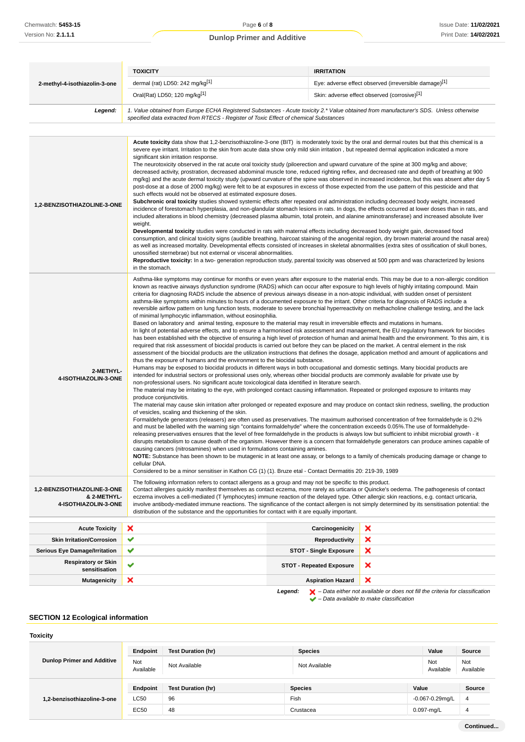| 2-methyl-4-isothiazolin-3-one | TOXICITY | IRRITATION |
|---|---|---|
| | dermal (rat) LD50: 242 mg/kg[1] | Eye: adverse effect observed (irreversible damage)[1] |
| | Oral(Rat) LD50; 120 mg/kg[1] | Skin: adverse effect observed (corrosive)[1] |

**Legend:** *1. Value obtained from Europe ECHA Registered Substances - Acute toxicity 2.* Value obtained from manufacturer's SDS. Unless otherwise specified data extracted from RTECS - Register of Toxic Effect of chemical Substances*

**1,2-BENZISOTHIAZOLINE-3-ONE**

**Acute toxicity** data show that 1,2-benzisothiazoline-3-one (BIT) is moderately toxic by the oral and dermal routes but that this chemical is a severe eye irritant. Irritation to the skin from acute data show only mild skin irritation , but repeated dermal application indicated a more significant skin irritation response.
The neurotoxicity observed in the rat acute oral toxicity study (piloerection and upward curvature of the spine at 300 mg/kg and above; decreased activity, prostration, decreased abdominal muscle tone, reduced righting reflex, and decreased rate and depth of breathing at 900 mg/kg) and the acute dermal toxicity study (upward curvature of the spine was observed in increased incidence, but this was absent after day 5 post-dose at a dose of 2000 mg/kg) were felt to be at exposures in excess of those expected from the use pattern of this pesticide and that such effects would not be observed at estimated exposure doses.
**Subchronic oral toxicity** studies showed systemic effects after repeated oral administration including decreased body weight, increased incidence of forestomach hyperplasia, and non-glandular stomach lesions in rats. In dogs, the effects occurred at lower doses than in rats, and included alterations in blood chemistry (decreased plasma albumin, total protein, and alanine aminotransferase) and increased absolute liver weight.
**Developmental toxicity** studies were conducted in rats with maternal effects including decreased body weight gain, decreased food consumption, and clinical toxicity signs (audible breathing, haircoat staining of the anogenital region, dry brown material around the nasal area) as well as increased mortality. Developmental effects consisted of increases in skeletal abnormalities (extra sites of ossification of skull bones, unossified sternebrae) but not external or visceral abnormalities.
**Reproductive toxicity:** In a two- generation reproduction study, parental toxicity was observed at 500 ppm and was characterized by lesions in the stomach.

**2-METHYL-4-ISOTHIAZOLIN-3-ONE**

Asthma-like symptoms may continue for months or even years after exposure to the material ends. This may be due to a non-allergic condition known as reactive airways dysfunction syndrome (RADS) which can occur after exposure to high levels of highly irritating compound. Main criteria for diagnosing RADS include the absence of previous airways disease in a non-atopic individual, with sudden onset of persistent asthma-like symptoms within minutes to hours of a documented exposure to the irritant. Other criteria for diagnosis of RADS include a reversible airflow pattern on lung function tests, moderate to severe bronchial hyperreactivity on methacholine challenge testing, and the lack of minimal lymphocytic inflammation, without eosinophilia.
Based on laboratory and animal testing, exposure to the material may result in irreversible effects and mutations in humans.
In light of potential adverse effects, and to ensure a harmonised risk assessment and management, the EU regulatory framework for biocides has been established with the objective of ensuring a high level of protection of human and animal health and the environment. To this aim, it is required that risk assessment of biocidal products is carried out before they can be placed on the market. A central element in the risk assessment of the biocidal products are the utilization instructions that defines the dosage, application method and amount of applications and thus the exposure of humans and the environment to the biocidal substance.
Humans may be exposed to biocidal products in different ways in both occupational and domestic settings. Many biocidal products are intended for industrial sectors or professional uses only, whereas other biocidal products are commonly available for private use by non-professional users. No significant acute toxicological data identified in literature search.
The material may be irritating to the eye, with prolonged contact causing inflammation. Repeated or prolonged exposure to irritants may produce conjunctivitis.
The material may cause skin irritation after prolonged or repeated exposure and may produce on contact skin redness, swelling, the production of vesicles, scaling and thickening of the skin.
Formaldehyde generators (releasers) are often used as preservatives. The maximum authorised concentration of free formaldehyde is 0.2% and must be labelled with the warning sign "contains formaldehyde" where the concentration exceeds 0.05%.The use of formaldehyde-releasing preservatives ensures that the level of free formaldehyde in the products is always low but sufficient to inhibit microbial growth - it disrupts metabolism to cause death of the organism. However there is a concern that formaldehyde generators can produce amines capable of causing cancers (nitrosamines) when used in formulations containing amines.
**NOTE:** Substance has been shown to be mutagenic in at least one assay, or belongs to a family of chemicals producing damage or change to cellular DNA.
Considered to be a minor sensitiser in Kathon CG (1) (1). Bruze etal - Contact Dermatitis 20: 219-39, 1989

**1,2-BENZISOTHIAZOLINE-3-ONE & 2-METHYL-4-ISOTHIAZOLIN-3-ONE**

The following information refers to contact allergens as a group and may not be specific to this product.
Contact allergies quickly manifest themselves as contact eczema, more rarely as urticaria or Quincke's oedema. The pathogenesis of contact eczema involves a cell-mediated (T lymphocytes) immune reaction of the delayed type. Other allergic skin reactions, e.g. contact urticaria, involve antibody-mediated immune reactions. The significance of the contact allergen is not simply determined by its sensitisation potential: the distribution of the substance and the opportunities for contact with it are equally important.

| | | | |
|---|---|---|---|
| Acute Toxicity | ✘ | Carcinogenicity | ✘ |
| Skin Irritation/Corrosion | ✔ | Reproductivity | ✘ |
| Serious Eye Damage/Irritation | ✔ | STOT - Single Exposure | ✘ |
| Respiratory or Skin sensitisation | ✔ | STOT - Repeated Exposure | ✘ |
| Mutagenicity | ✘ | Aspiration Hazard | ✘ |

**Legend:** ✘ *– Data either not available or does not fill the criteria for classification*
✔ *– Data available to make classification*

## SECTION 12 Ecological information

### Toxicity

| | Endpoint | Test Duration (hr) | Species | Value | Source |
|---|---|---|---|---|---|
| Dunlop Primer and Additive | Not Available | Not Available | Not Available | Not Available | Not Available |

| | Endpoint | Test Duration (hr) | Species | Value | Source |
|---|---|---|---|---|---|
| 1,2-benzisothiazoline-3-one | LC50 | 96 | Fish | -0.067-0.29mg/L | 4 |
| | EC50 | 48 | Crustacea | 0.097-mg/L | 4 |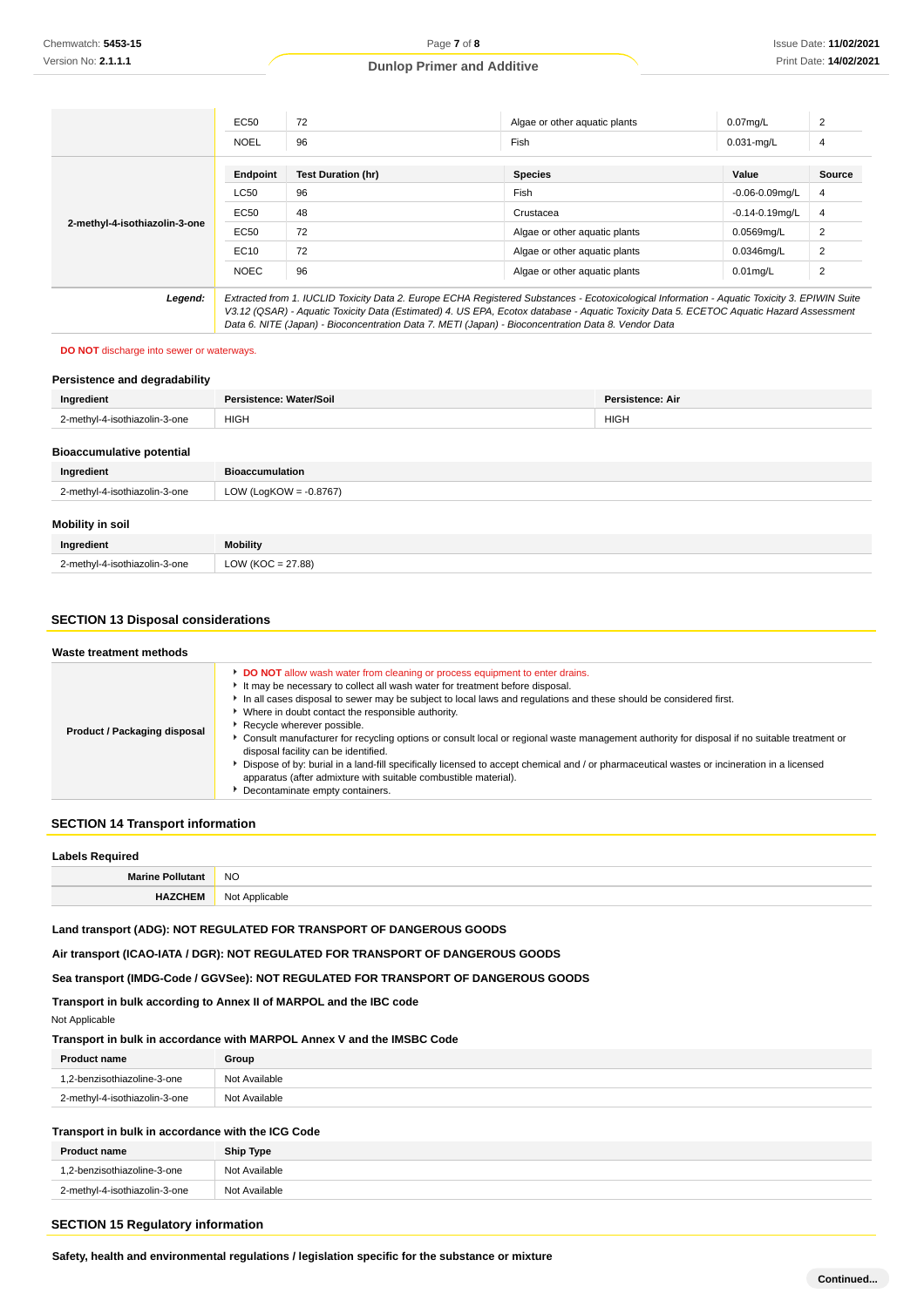| | Endpoint | Test Duration (hr) | Species | Value | Source |
|---|---|---|---|---|---|
| | EC50 | 72 | Algae or other aquatic plants | 0.07mg/L | 2 |
| | NOEL | 96 | Fish | 0.031-mg/L | 4 |

| | Endpoint | Test Duration (hr) | Species | Value | Source |
|---|---|---|---|---|---|
| 2-methyl-4-isothiazolin-3-one | LC50 | 96 | Fish | -0.06-0.09mg/L | 4 |
| | EC50 | 48 | Crustacea | -0.14-0.19mg/L | 4 |
| | EC50 | 72 | Algae or other aquatic plants | 0.0569mg/L | 2 |
| | EC10 | 72 | Algae or other aquatic plants | 0.0346mg/L | 2 |
| | NOEC | 96 | Algae or other aquatic plants | 0.01mg/L | 2 |

**Legend:** *Extracted from 1. IUCLID Toxicity Data 2. Europe ECHA Registered Substances - Ecotoxicological Information - Aquatic Toxicity 3. EPIWIN Suite V3.12 (QSAR) - Aquatic Toxicity Data (Estimated) 4. US EPA, Ecotox database - Aquatic Toxicity Data 5. ECETOC Aquatic Hazard Assessment Data 6. NITE (Japan) - Bioconcentration Data 7. METI (Japan) - Bioconcentration Data 8. Vendor Data*

**DO NOT** discharge into sewer or waterways.

### Persistence and degradability

| Ingredient | Persistence: Water/Soil | Persistence: Air |
|---|---|---|
| 2-methyl-4-isothiazolin-3-one | HIGH | HIGH |

### Bioaccumulative potential

| Ingredient | Bioaccumulation |
|---|---|
| 2-methyl-4-isothiazolin-3-one | LOW (LogKOW = -0.8767) |

### Mobility in soil

| Ingredient | Mobility |
|---|---|
| 2-methyl-4-isothiazolin-3-one | LOW (KOC = 27.88) |

## SECTION 13 Disposal considerations

### Waste treatment methods

**Product / Packaging disposal**

- **DO NOT** allow wash water from cleaning or process equipment to enter drains.
- It may be necessary to collect all wash water for treatment before disposal.
- In all cases disposal to sewer may be subject to local laws and regulations and these should be considered first.
- Where in doubt contact the responsible authority.
- Recycle wherever possible.
- Consult manufacturer for recycling options or consult local or regional waste management authority for disposal if no suitable treatment or disposal facility can be identified.
- Dispose of by: burial in a land-fill specifically licensed to accept chemical and / or pharmaceutical wastes or incineration in a licensed apparatus (after admixture with suitable combustible material).
- Decontaminate empty containers.

## SECTION 14 Transport information

### Labels Required

| | |
|---|---|
| **Marine Pollutant** | NO |
| **HAZCHEM** | Not Applicable |

**Land transport (ADG): NOT REGULATED FOR TRANSPORT OF DANGEROUS GOODS**

**Air transport (ICAO-IATA / DGR): NOT REGULATED FOR TRANSPORT OF DANGEROUS GOODS**

**Sea transport (IMDG-Code / GGVSee): NOT REGULATED FOR TRANSPORT OF DANGEROUS GOODS**

**Transport in bulk according to Annex II of MARPOL and the IBC code**

Not Applicable

**Transport in bulk in accordance with MARPOL Annex V and the IMSBC Code**

| Product name | Group |
|---|---|
| 1,2-benzisothiazoline-3-one | Not Available |
| 2-methyl-4-isothiazolin-3-one | Not Available |

**Transport in bulk in accordance with the ICG Code**

| Product name | Ship Type |
|---|---|
| 1,2-benzisothiazoline-3-one | Not Available |
| 2-methyl-4-isothiazolin-3-one | Not Available |

## SECTION 15 Regulatory information

**Safety, health and environmental regulations / legislation specific for the substance or mixture**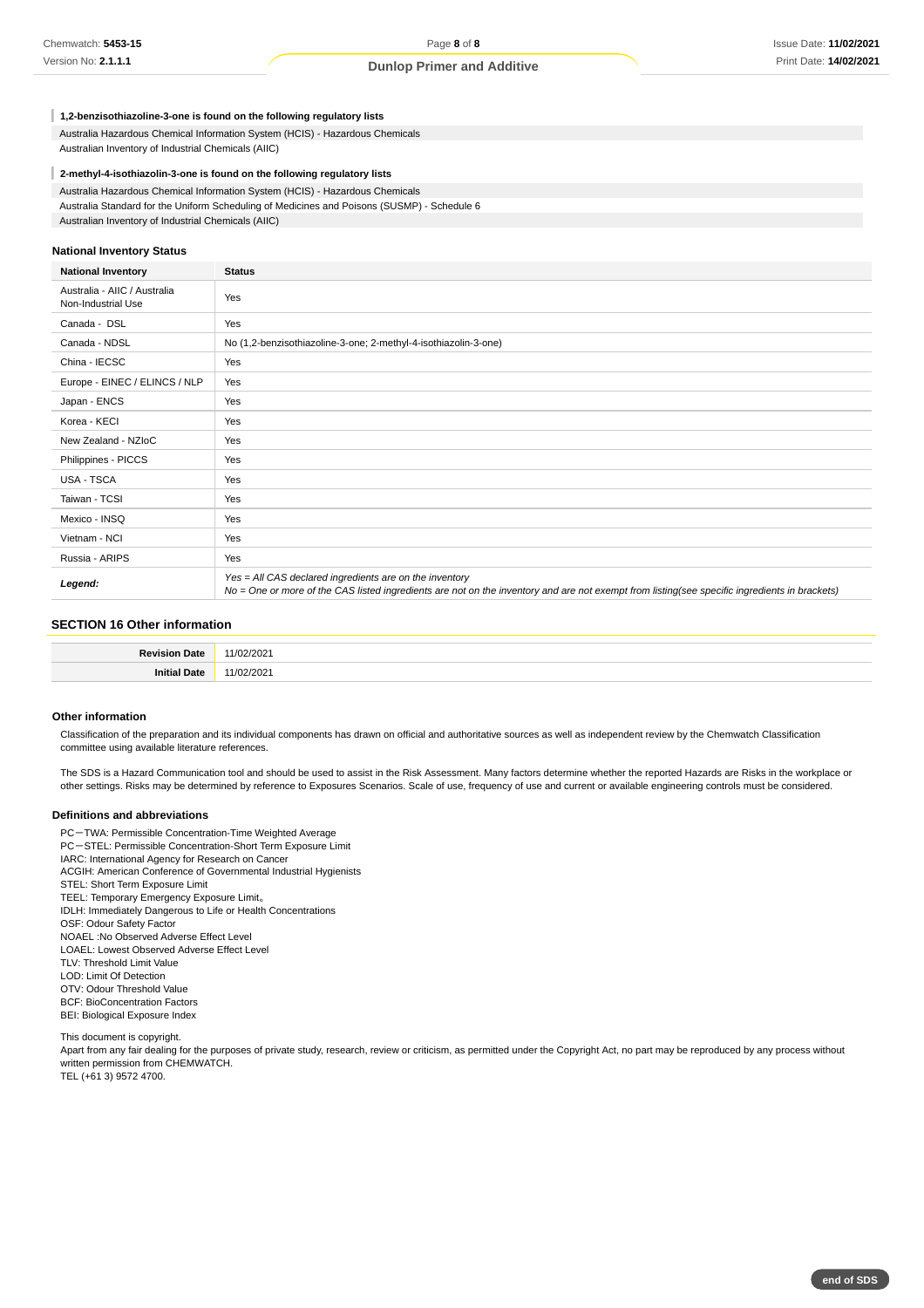**1,2-benzisothiazoline-3-one is found on the following regulatory lists**

Australia Hazardous Chemical Information System (HCIS) - Hazardous Chemicals
Australian Inventory of Industrial Chemicals (AIIC)

**2-methyl-4-isothiazolin-3-one is found on the following regulatory lists**

Australia Hazardous Chemical Information System (HCIS) - Hazardous Chemicals
Australia Standard for the Uniform Scheduling of Medicines and Poisons (SUSMP) - Schedule 6
Australian Inventory of Industrial Chemicals (AIIC)

### National Inventory Status

| National Inventory | Status |
|---|---|
| Australia - AIIC / Australia Non-Industrial Use | Yes |
| Canada - DSL | Yes |
| Canada - NDSL | No (1,2-benzisothiazoline-3-one; 2-methyl-4-isothiazolin-3-one) |
| China - IECSC | Yes |
| Europe - EINEC / ELINCS / NLP | Yes |
| Japan - ENCS | Yes |
| Korea - KECI | Yes |
| New Zealand - NZIoC | Yes |
| Philippines - PICCS | Yes |
| USA - TSCA | Yes |
| Taiwan - TCSI | Yes |
| Mexico - INSQ | Yes |
| Vietnam - NCI | Yes |
| Russia - ARIPS | Yes |
| ***Legend:*** | *Yes = All CAS declared ingredients are on the inventory*<br>*No = One or more of the CAS listed ingredients are not on the inventory and are not exempt from listing(see specific ingredients in brackets)* |

## SECTION 16 Other information

| | |
|---|---|
| **Revision Date** | 11/02/2021 |
| **Initial Date** | 11/02/2021 |

### Other information

Classification of the preparation and its individual components has drawn on official and authoritative sources as well as independent review by the Chemwatch Classification committee using available literature references.

The SDS is a Hazard Communication tool and should be used to assist in the Risk Assessment. Many factors determine whether the reported Hazards are Risks in the workplace or other settings. Risks may be determined by reference to Exposures Scenarios. Scale of use, frequency of use and current or available engineering controls must be considered.

### Definitions and abbreviations

PC－TWA: Permissible Concentration-Time Weighted Average
PC－STEL: Permissible Concentration-Short Term Exposure Limit
IARC: International Agency for Research on Cancer
ACGIH: American Conference of Governmental Industrial Hygienists
STEL: Short Term Exposure Limit
TEEL: Temporary Emergency Exposure Limit。
IDLH: Immediately Dangerous to Life or Health Concentrations
OSF: Odour Safety Factor
NOAEL :No Observed Adverse Effect Level
LOAEL: Lowest Observed Adverse Effect Level
TLV: Threshold Limit Value
LOD: Limit Of Detection
OTV: Odour Threshold Value
BCF: BioConcentration Factors
BEI: Biological Exposure Index

This document is copyright.
Apart from any fair dealing for the purposes of private study, research, review or criticism, as permitted under the Copyright Act, no part may be reproduced by any process without written permission from CHEMWATCH.
TEL (+61 3) 9572 4700.

end of SDS